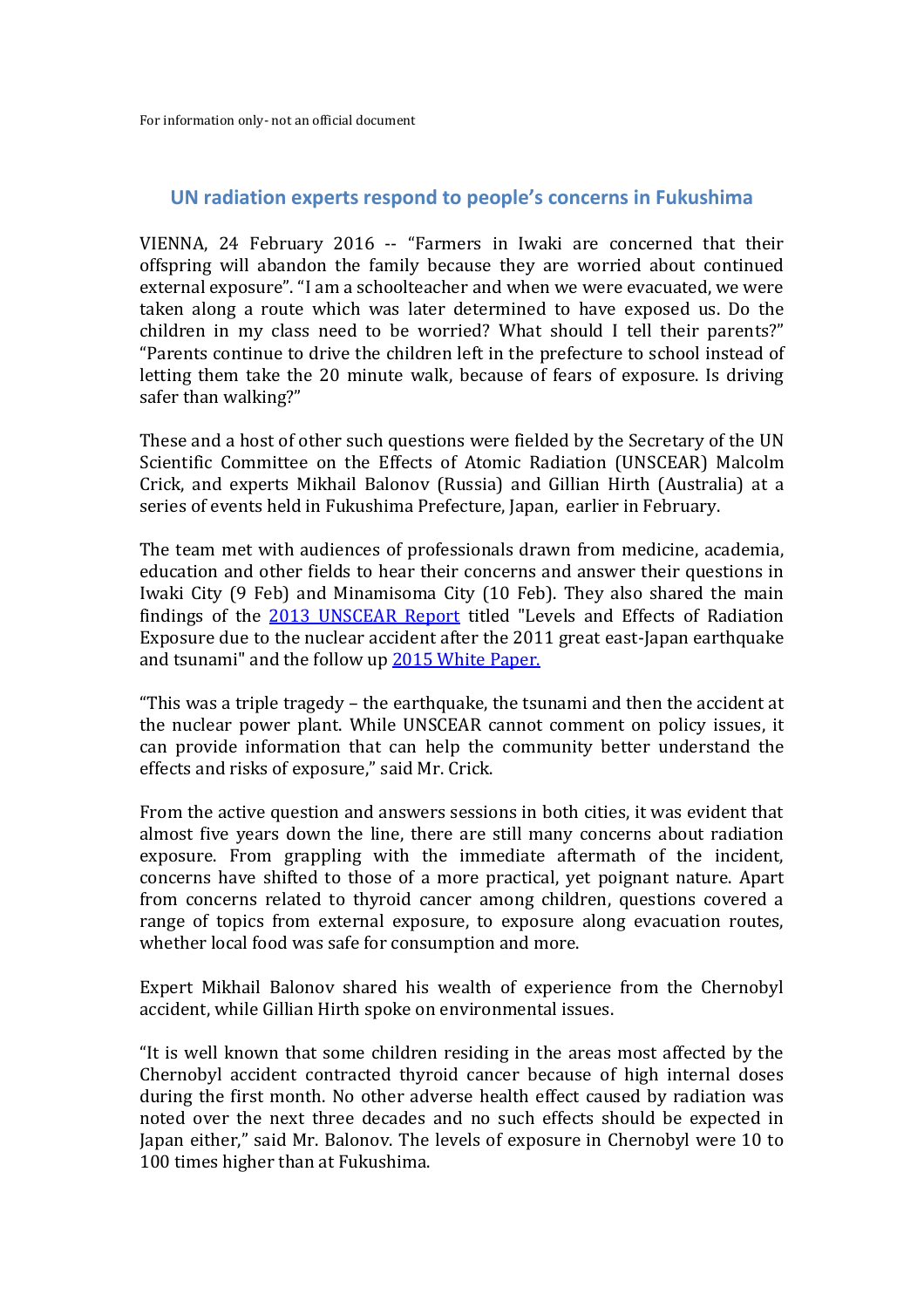For information only- not an official document

## UN radiation experts respond to people's concerns in Fukushima

VIENNA, 24 February 2016 -- "Farmers in Iwaki are concerned that their offspring will abandon the family because they are worried about continued external exposure". "I am a schoolteacher and when we were evacuated, we were taken along a route which was later determined to have exposed us. Do the children in my class need to be worried? What should I tell their parents?" "Parents continue to drive the children left in the prefecture to school instead of letting them take the 20 minute walk, because of fears of exposure. Is driving safer than walking?"

These and a host of other such questions were fielded by the Secretary of the UN Scientific Committee on the Effects of Atomic Radiation (UNSCEAR) Malcolm Crick, and experts Mikhail Balonov (Russia) and Gillian Hirth (Australia) at a series of events held in Fukushima Prefecture, Japan, earlier in February.

The team met with audiences of professionals drawn from medicine, academia, education and other fields to hear their concerns and answer their questions in Iwaki City (9 Feb) and Minamisoma City (10 Feb). They also shared the main findings of the 2013 UNSCEAR Report titled "Levels and Effects of Radiation Exposure due to the nuclear accident after the 2011 great east-Japan earthquake and tsunami" and the follow up 2015 White Paper.

"This was a triple tragedy – the earthquake, the tsunami and then the accident at the nuclear power plant. While UNSCEAR cannot comment on policy issues, it can provide information that can help the community better understand the effects and risks of exposure," said Mr. Crick.

From the active question and answers sessions in both cities, it was evident that almost five years down the line, there are still many concerns about radiation exposure. From grappling with the immediate aftermath of the incident, concerns have shifted to those of a more practical, yet poignant nature. Apart from concerns related to thyroid cancer among children, questions covered a range of topics from external exposure, to exposure along evacuation routes, whether local food was safe for consumption and more.

Expert Mikhail Balonov shared his wealth of experience from the Chernobyl accident, while Gillian Hirth spoke on environmental issues.

"It is well known that some children residing in the areas most affected by the Chernobyl accident contracted thyroid cancer because of high internal doses during the first month. No other adverse health effect caused by radiation was noted over the next three decades and no such effects should be expected in Japan either," said Mr. Balonov. The levels of exposure in Chernobyl were 10 to 100 times higher than at Fukushima.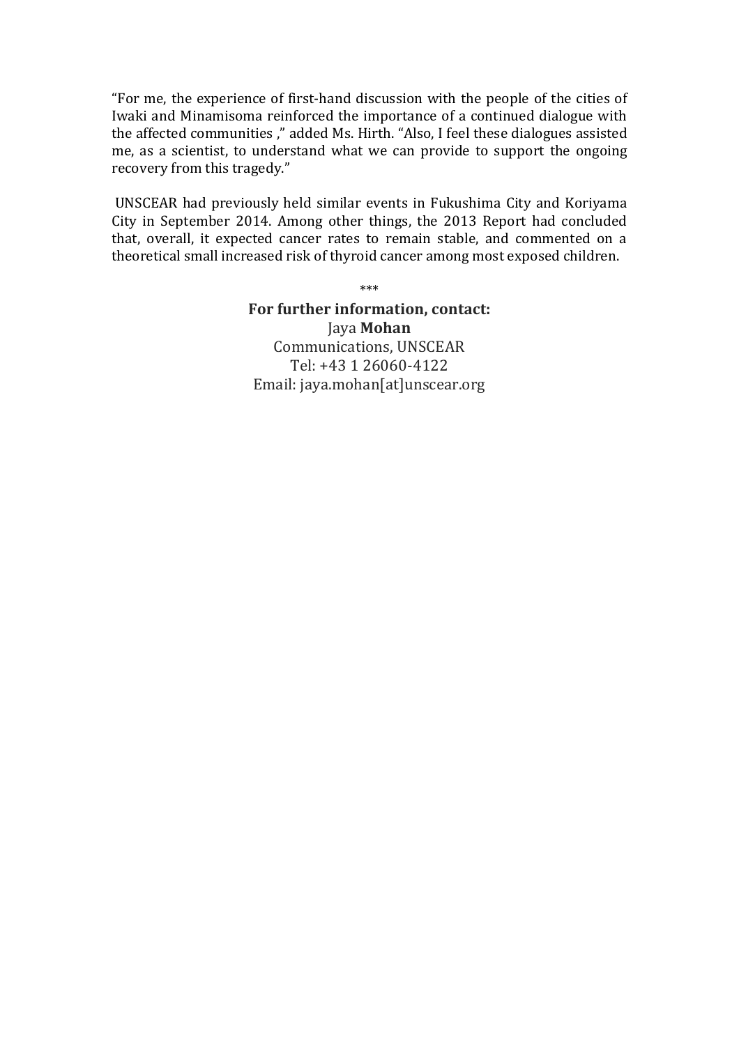“For me, the experience of first-hand discussion with the people of the cities of Iwaki and Minamisoma reinforced the importance of a continued dialogue with the affected communities ,” added Ms. Hirth. “Also, I feel these dialogues assisted me, as a scientist, to understand what we can provide to support the ongoing recovery from this tragedy.”

UNSCEAR had previously held similar events in Fukushima City and Koriyama City in September 2014. Among other things, the 2013 Report had concluded that, overall, it expected cancer rates to remain stable, and commented on a theoretical small increased risk of thyroid cancer among most exposed children.

***

**For further information, contact:**
Jaya **Mohan**
Communications, UNSCEAR
Tel: +43 1 26060-4122
Email: jaya.mohan[at]unscear.org